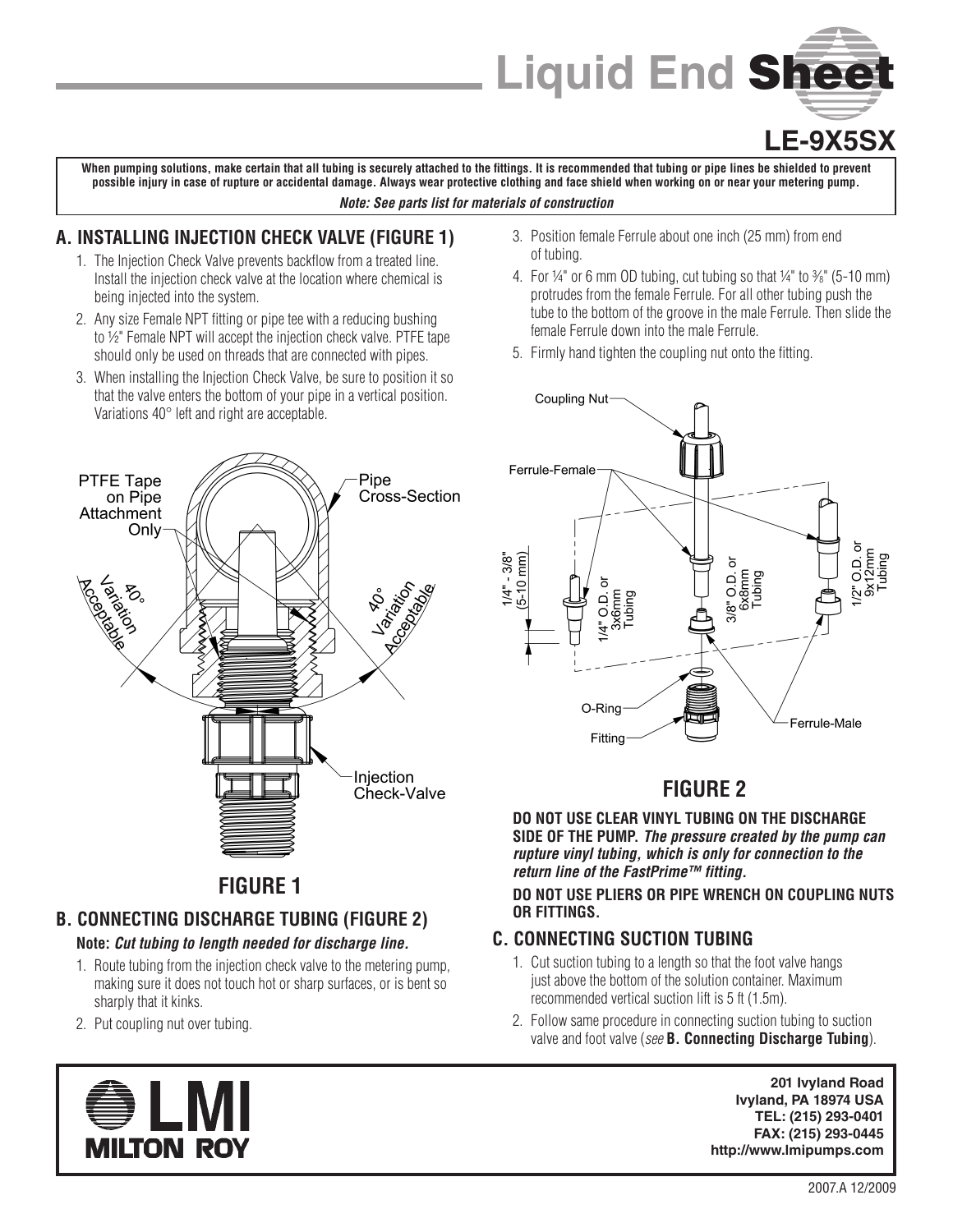# Liquid End Sheet

## LE-9X5SX

**When pumping solutions, make certain that all tubing is securely attached to the fittings. It is recommended that tubing or pipe lines be shielded to prevent possible injury in case of rupture or accidental damage. Always wear protective clothing and face shield when working on or near your metering pump.**

***Note: See parts list for materials of construction***

### A. INSTALLING INJECTION CHECK VALVE (FIGURE 1)

1. The Injection Check Valve prevents backflow from a treated line. Install the injection check valve at the location where chemical is being injected into the system.
2. Any size Female NPT fitting or pipe tee with a reducing bushing to ½" Female NPT will accept the injection check valve. PTFE tape should only be used on threads that are connected with pipes.
3. When installing the Injection Check Valve, be sure to position it so that the valve enters the bottom of your pipe in a vertical position. Variations 40° left and right are acceptable.

PTFE Tape on Pipe Attachment Only

Pipe Cross-Section

40° Variation Acceptable

40° Variation Acceptable

Injection Check-Valve

**FIGURE 1**

### B. CONNECTING DISCHARGE TUBING (FIGURE 2)

**Note:** ***Cut tubing to length needed for discharge line.***

1. Route tubing from the injection check valve to the metering pump, making sure it does not touch hot or sharp surfaces, or is bent so sharply that it kinks.
2. Put coupling nut over tubing.
3. Position female Ferrule about one inch (25 mm) from end of tubing.
4. For ¼" or 6 mm OD tubing, cut tubing so that ¼" to ⅜" (5-10 mm) protrudes from the female Ferrule. For all other tubing push the tube to the bottom of the groove in the male Ferrule. Then slide the female Ferrule down into the male Ferrule.
5. Firmly hand tighten the coupling nut onto the fitting.

Coupling Nut

Ferrule-Female

1/4" - 3/8" (5-10 mm)

1/4" O.D. or 3x6mm Tubing

3/8" O.D. or 6x8mm Tubing

1/2" O.D. or 9x12mm Tubing

O-Ring

Fitting

Ferrule-Male

**FIGURE 2**

**DO NOT USE CLEAR VINYL TUBING ON THE DISCHARGE SIDE OF THE PUMP.** ***The pressure created by the pump can rupture vinyl tubing, which is only for connection to the return line of the FastPrime™ fitting.***

**DO NOT USE PLIERS OR PIPE WRENCH ON COUPLING NUTS OR FITTINGS.**

### C. CONNECTING SUCTION TUBING

1. Cut suction tubing to a length so that the foot valve hangs just above the bottom of the solution container. Maximum recommended vertical suction lift is 5 ft (1.5m).
2. Follow same procedure in connecting suction tubing to suction valve and foot valve (*see* **B. Connecting Discharge Tubing**).

LMI MILTON ROY

**201 Ivyland Road**
**Ivyland, PA 18974 USA**
**TEL: (215) 293-0401**
**FAX: (215) 293-0445**
**http://www.lmipumps.com**

2007.A 12/2009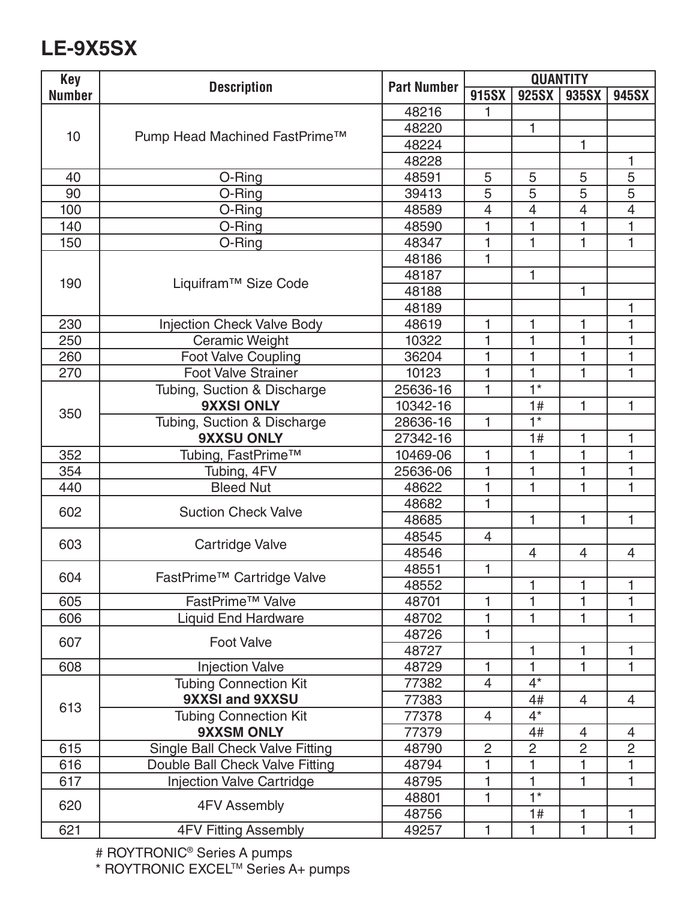# LE-9X5SX

| Key Number | Description | Part Number | QUANTITY | | | |
|---|---|---|---|---|---|---|
| | | | 915SX | 925SX | 935SX | 945SX |
| 10 | Pump Head Machined FastPrime™ | 48216 | 1 | | | |
| | | 48220 | | 1 | | |
| | | 48224 | | | 1 | |
| | | 48228 | | | | 1 |
| 40 | O-Ring | 48591 | 5 | 5 | 5 | 5 |
| 90 | O-Ring | 39413 | 5 | 5 | 5 | 5 |
| 100 | O-Ring | 48589 | 4 | 4 | 4 | 4 |
| 140 | O-Ring | 48590 | 1 | 1 | 1 | 1 |
| 150 | O-Ring | 48347 | 1 | 1 | 1 | 1 |
| 190 | Liquifram™ Size Code | 48186 | 1 | | | |
| | | 48187 | | 1 | | |
| | | 48188 | | | 1 | |
| | | 48189 | | | | 1 |
| 230 | Injection Check Valve Body | 48619 | 1 | 1 | 1 | 1 |
| 250 | Ceramic Weight | 10322 | 1 | 1 | 1 | 1 |
| 260 | Foot Valve Coupling | 36204 | 1 | 1 | 1 | 1 |
| 270 | Foot Valve Strainer | 10123 | 1 | 1 | 1 | 1 |
| 350 | Tubing, Suction & Discharge **9XXSI ONLY** | 25636-16 | 1 | 1* | | |
| | | 10342-16 | | 1# | 1 | 1 |
| | Tubing, Suction & Discharge **9XXSU ONLY** | 28636-16 | 1 | 1* | | |
| | | 27342-16 | | 1# | 1 | 1 |
| 352 | Tubing, FastPrime™ | 10469-06 | 1 | 1 | 1 | 1 |
| 354 | Tubing, 4FV | 25636-06 | 1 | 1 | 1 | 1 |
| 440 | Bleed Nut | 48622 | 1 | 1 | 1 | 1 |
| 602 | Suction Check Valve | 48682 | 1 | | | |
| | | 48685 | | 1 | 1 | 1 |
| 603 | Cartridge Valve | 48545 | 4 | | | |
| | | 48546 | | 4 | 4 | 4 |
| 604 | FastPrime™ Cartridge Valve | 48551 | 1 | | | |
| | | 48552 | | 1 | 1 | 1 |
| 605 | FastPrime™ Valve | 48701 | 1 | 1 | 1 | 1 |
| 606 | Liquid End Hardware | 48702 | 1 | 1 | 1 | 1 |
| 607 | Foot Valve | 48726 | 1 | | | |
| | | 48727 | | 1 | 1 | 1 |
| 608 | Injection Valve | 48729 | 1 | 1 | 1 | 1 |
| 613 | Tubing Connection Kit **9XXSI and 9XXSU** | 77382 | 4 | 4* | | |
| | | 77383 | | 4# | 4 | 4 |
| | Tubing Connection Kit **9XXSM ONLY** | 77378 | 4 | 4* | | |
| | | 77379 | | 4# | 4 | 4 |
| 615 | Single Ball Check Valve Fitting | 48790 | 2 | 2 | 2 | 2 |
| 616 | Double Ball Check Valve Fitting | 48794 | 1 | 1 | 1 | 1 |
| 617 | Injection Valve Cartridge | 48795 | 1 | 1 | 1 | 1 |
| 620 | 4FV Assembly | 48801 | 1 | 1* | | |
| | | 48756 | | 1# | 1 | 1 |
| 621 | 4FV Fitting Assembly | 49257 | 1 | 1 | 1 | 1 |

# ROYTRONIC® Series A pumps

* ROYTRONIC EXCEL™ Series A+ pumps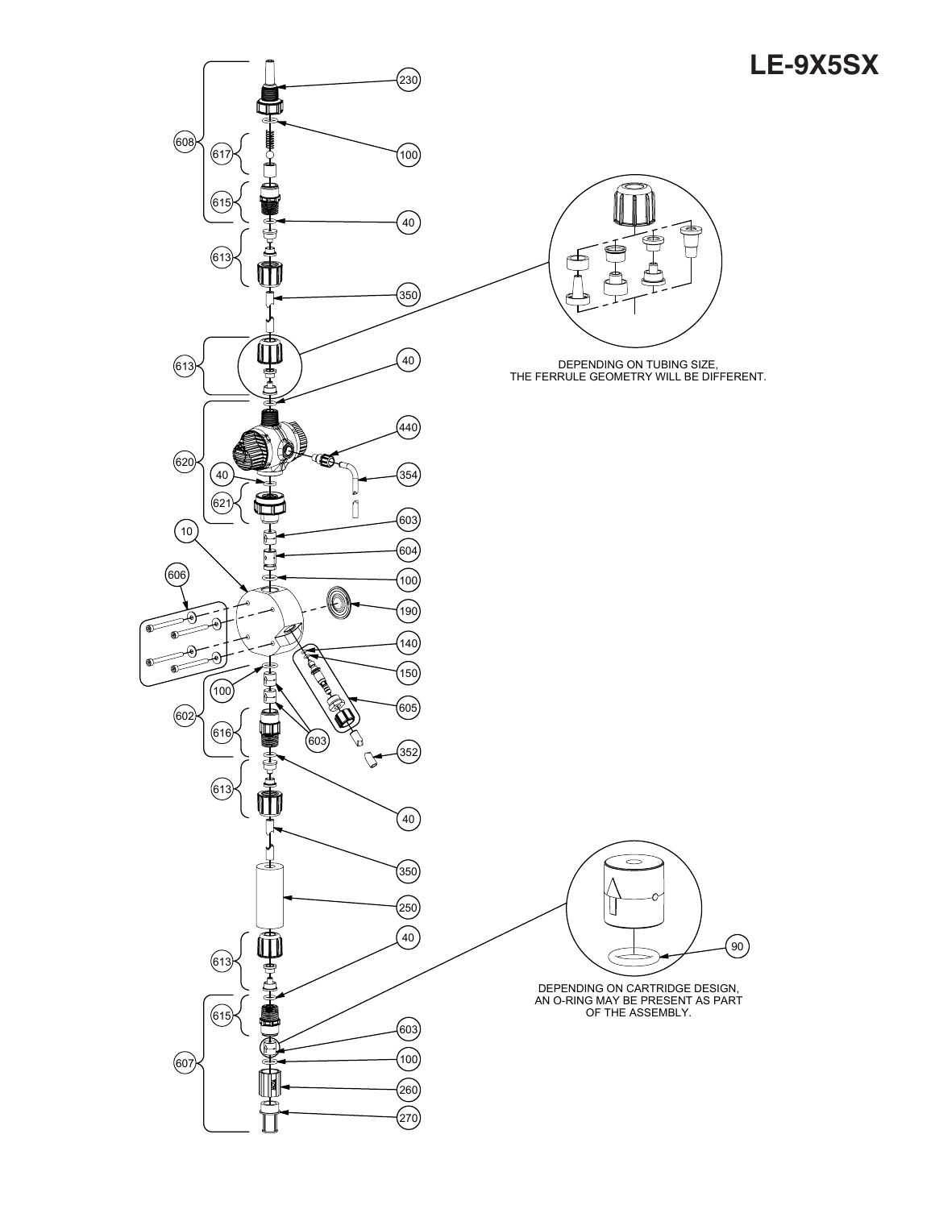# LE-9X5SX

DEPENDING ON TUBING SIZE, THE FERRULE GEOMETRY WILL BE DIFFERENT.

DEPENDING ON CARTRIDGE DESIGN, AN O-RING MAY BE PRESENT AS PART OF THE ASSEMBLY.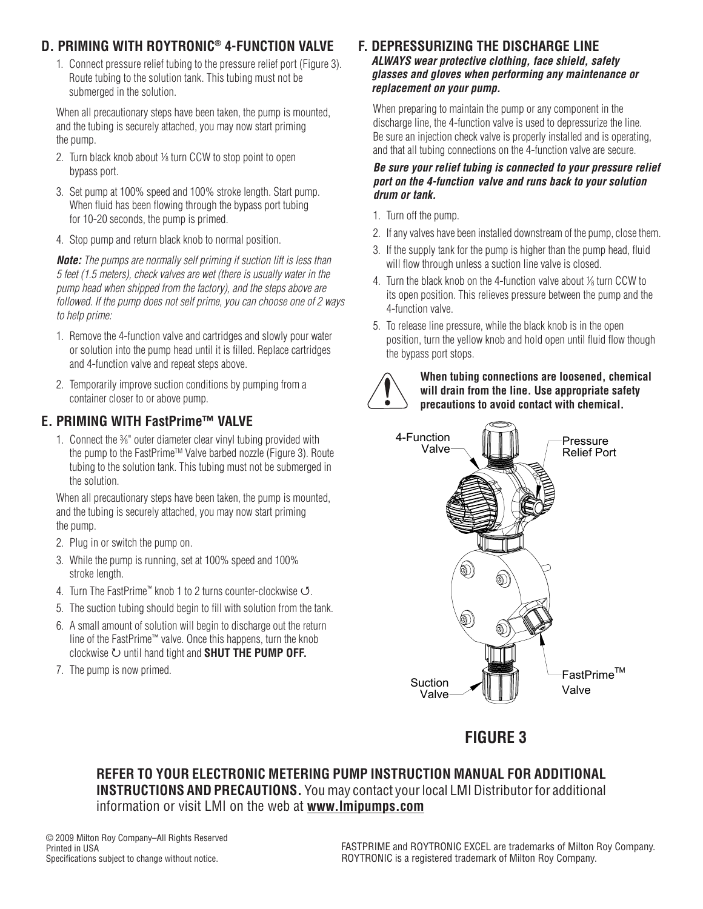## D. PRIMING WITH ROYTRONIC® 4-FUNCTION VALVE

1. Connect pressure relief tubing to the pressure relief port (Figure 3). Route tubing to the solution tank. This tubing must not be submerged in the solution.

When all precautionary steps have been taken, the pump is mounted, and the tubing is securely attached, you may now start priming the pump.

2. Turn black knob about ⅛ turn CCW to stop point to open bypass port.
3. Set pump at 100% speed and 100% stroke length. Start pump. When fluid has been flowing through the bypass port tubing for 10-20 seconds, the pump is primed.
4. Stop pump and return black knob to normal position.

***Note:*** *The pumps are normally self priming if suction lift is less than 5 feet (1.5 meters), check valves are wet (there is usually water in the pump head when shipped from the factory), and the steps above are followed. If the pump does not self prime, you can choose one of 2 ways to help prime:*

1. Remove the 4-function valve and cartridges and slowly pour water or solution into the pump head until it is filled. Replace cartridges and 4-function valve and repeat steps above.
2. Temporarily improve suction conditions by pumping from a container closer to or above pump.

## E. PRIMING WITH FastPrime™ VALVE

1. Connect the ⅜" outer diameter clear vinyl tubing provided with the pump to the FastPrime™ Valve barbed nozzle (Figure 3). Route tubing to the solution tank. This tubing must not be submerged in the solution.

When all precautionary steps have been taken, the pump is mounted, and the tubing is securely attached, you may now start priming the pump.

2. Plug in or switch the pump on.
3. While the pump is running, set at 100% speed and 100% stroke length.
4. Turn The FastPrime™ knob 1 to 2 turns counter-clockwise ↺.
5. The suction tubing should begin to fill with solution from the tank.
6. A small amount of solution will begin to discharge out the return line of the FastPrime™ valve. Once this happens, turn the knob clockwise ↻ until hand tight and **SHUT THE PUMP OFF.**
7. The pump is now primed.

## F. DEPRESSURIZING THE DISCHARGE LINE

***ALWAYS wear protective clothing, face shield, safety glasses and gloves when performing any maintenance or replacement on your pump.***

When preparing to maintain the pump or any component in the discharge line, the 4-function valve is used to depressurize the line. Be sure an injection check valve is properly installed and is operating, and that all tubing connections on the 4-function valve are secure.

***Be sure your relief tubing is connected to your pressure relief port on the 4-function valve and runs back to your solution drum or tank.***

1. Turn off the pump.
2. If any valves have been installed downstream of the pump, close them.
3. If the supply tank for the pump is higher than the pump head, fluid will flow through unless a suction line valve is closed.
4. Turn the black knob on the 4-function valve about ⅛ turn CCW to its open position. This relieves pressure between the pump and the 4-function valve.
5. To release line pressure, while the black knob is in the open position, turn the yellow knob and hold open until fluid flow though the bypass port stops.

**When tubing connections are loosened, chemical will drain from the line. Use appropriate safety precautions to avoid contact with chemical.**

4-Function Valve

Pressure Relief Port

Suction Valve

FastPrime™ Valve

**FIGURE 3**

**REFER TO YOUR ELECTRONIC METERING PUMP INSTRUCTION MANUAL FOR ADDITIONAL INSTRUCTIONS AND PRECAUTIONS.** You may contact your local LMI Distributor for additional information or visit LMI on the web at **www.lmipumps.com**

© 2009 Milton Roy Company–All Rights Reserved
Printed in USA
Specifications subject to change without notice.

FASTPRIME and ROYTRONIC EXCEL are trademarks of Milton Roy Company.
ROYTRONIC is a registered trademark of Milton Roy Company.